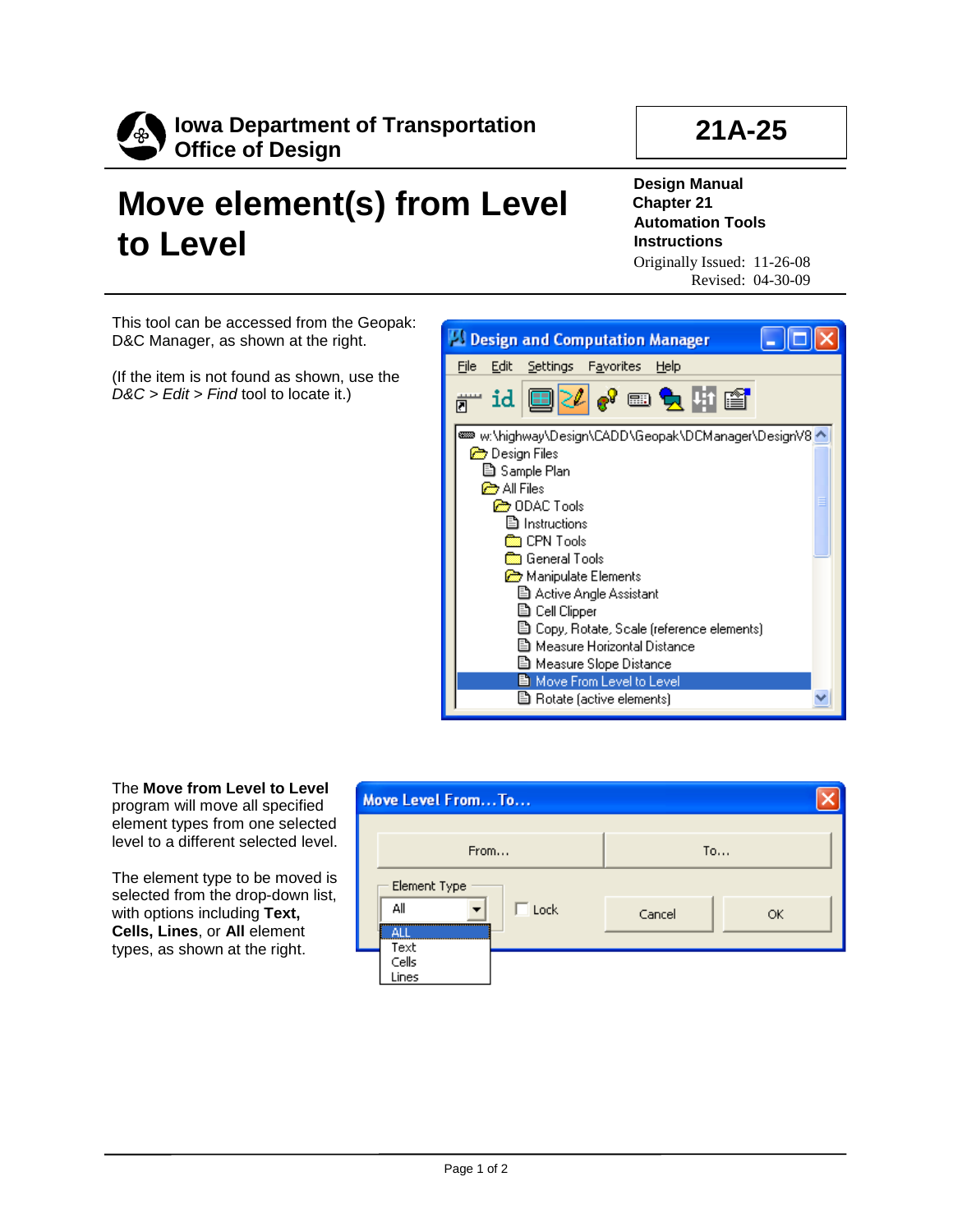**Iowa Department of Transportation**
**Office of Design**

**21A-25**

# Move element(s) from Level to Level

**Design Manual**
**Chapter 21**
**Automation Tools**
**Instructions**

Originally Issued: 11-26-08
Revised: 04-30-09

This tool can be accessed from the Geopak: D&C Manager, as shown at the right.

(If the item is not found as shown, use the *D&C > Edit > Find* tool to locate it.)

The **Move from Level to Level** program will move all specified element types from one selected level to a different selected level.

The element type to be moved is selected from the drop-down list, with options including **Text, Cells, Lines**, or **All** element types, as shown at the right.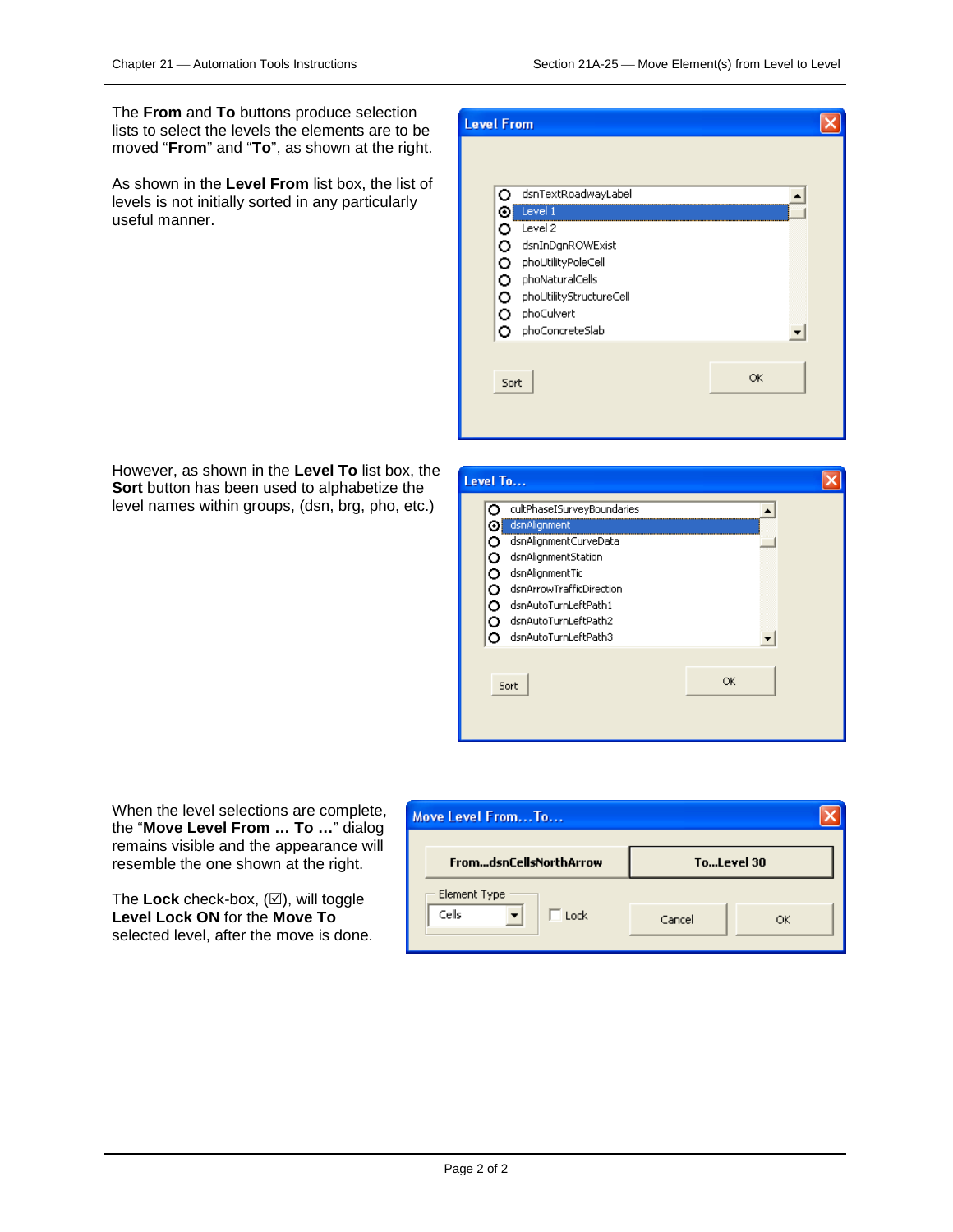The **From** and **To** buttons produce selection lists to select the levels the elements are to be moved "**From**" and "**To**", as shown at the right.

As shown in the **Level From** list box, the list of levels is not initially sorted in any particularly useful manner.

Level From

dsnTextRoadwayLabel
Level 1
Level 2
dsnInDgnROWExist
phoUtilityPoleCell
phoNaturalCells
phoUtilityStructureCell
phoCulvert
phoConcreteSlab

Sort
OK

However, as shown in the **Level To** list box, the **Sort** button has been used to alphabetize the level names within groups, (dsn, brg, pho, etc.)

Level To...

cultPhaseISurveyBoundaries
dsnAlignment
dsnAlignmentCurveData
dsnAlignmentStation
dsnAlignmentTic
dsnArrowTrafficDirection
dsnAutoTurnLeftPath1
dsnAutoTurnLeftPath2
dsnAutoTurnLeftPath3

Sort
OK

When the level selections are complete, the "**Move Level From … To …**" dialog remains visible and the appearance will resemble the one shown at the right.

The **Lock** check-box, (☑), will toggle **Level Lock ON** for the **Move To** selected level, after the move is done.

Move Level From...To...

From...dsnCellsNorthArrow
To...Level 30
Element Type
Cells
Lock
Cancel
OK